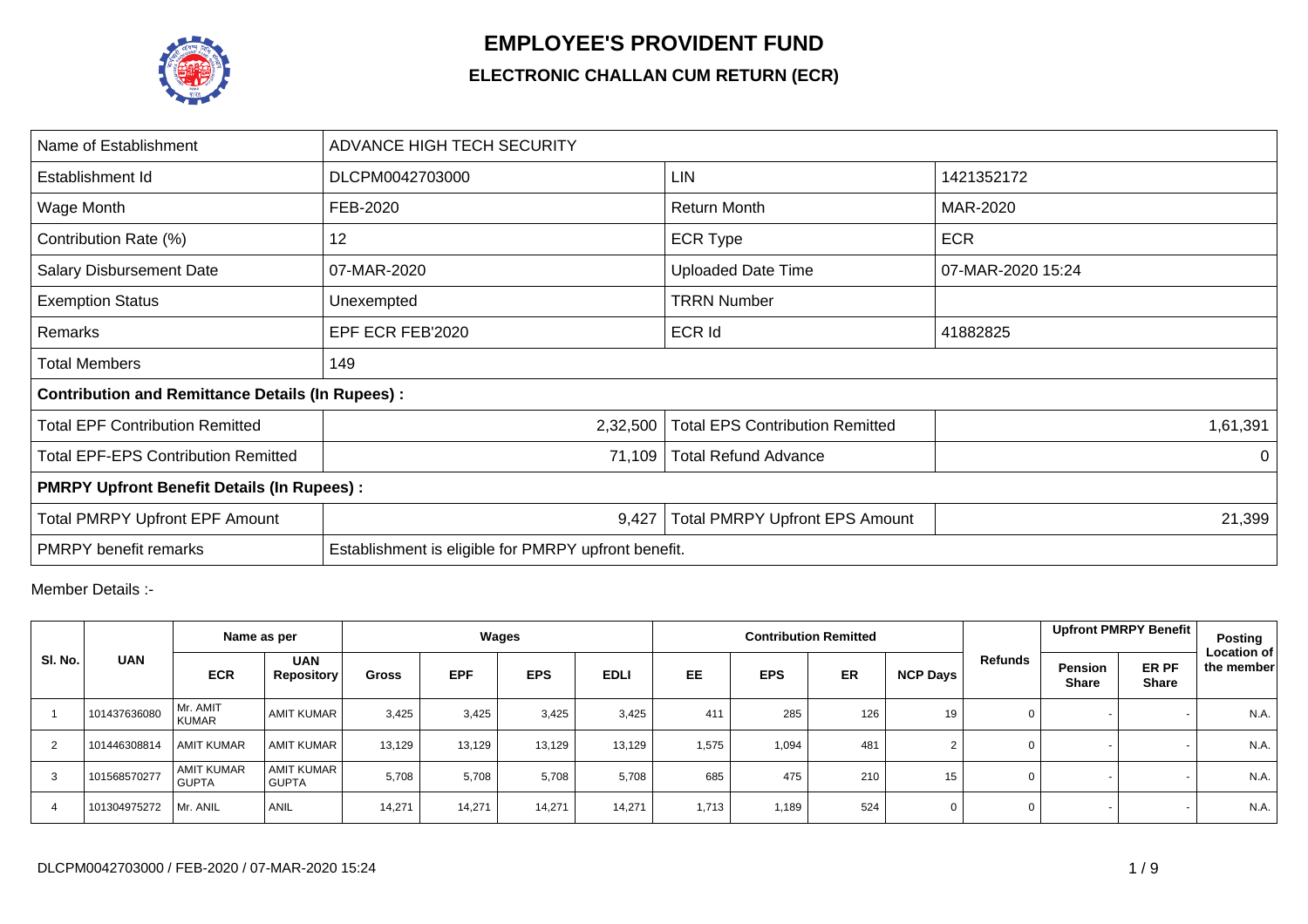# EMPLOYEE'S PROVIDENT FUND

## ELECTRONIC CHALLAN CUM RETURN (ECR)

| Name of Establishment | ADVANCE HIGH TECH SECURITY | | |
|---|---|---|---|
| Establishment Id | DLCPM0042703000 | LIN | 1421352172 |
| Wage Month | FEB-2020 | Return Month | MAR-2020 |
| Contribution Rate (%) | 12 | ECR Type | ECR |
| Salary Disbursement Date | 07-MAR-2020 | Uploaded Date Time | 07-MAR-2020 15:24 |
| Exemption Status | Unexempted | TRRN Number | |
| Remarks | EPF ECR FEB'2020 | ECR Id | 41882825 |
| Total Members | 149 | | |
| **Contribution and Remittance Details (In Rupees) :** | | | |
| Total EPF Contribution Remitted | 2,32,500 | Total EPS Contribution Remitted | 1,61,391 |
| Total EPF-EPS Contribution Remitted | 71,109 | Total Refund Advance | 0 |
| **PMRPY Upfront Benefit Details (In Rupees) :** | | | |
| Total PMRPY Upfront EPF Amount | 9,427 | Total PMRPY Upfront EPS Amount | 21,399 |
| PMRPY benefit remarks | Establishment is eligible for PMRPY upfront benefit. | | |

Member Details :-

| Sl. No. | UAN | Name as per | | Wages | | | | Contribution Remitted | | | | Refunds | Upfront PMRPY Benefit | | Posting Location of the member |
|---|---|---|---|---|---|---|---|---|---|---|---|---|---|---|---|
| | | ECR | UAN Repository | Gross | EPF | EPS | EDLI | EE | EPS | ER | NCP Days | | Pension Share | ER PF Share | |
| 1 | 101437636080 | Mr. AMIT KUMAR | AMIT KUMAR | 3,425 | 3,425 | 3,425 | 3,425 | 411 | 285 | 126 | 19 | 0 | - | - | N.A. |
| 2 | 101446308814 | AMIT KUMAR | AMIT KUMAR | 13,129 | 13,129 | 13,129 | 13,129 | 1,575 | 1,094 | 481 | 2 | 0 | - | - | N.A. |
| 3 | 101568570277 | AMIT KUMAR GUPTA | AMIT KUMAR GUPTA | 5,708 | 5,708 | 5,708 | 5,708 | 685 | 475 | 210 | 15 | 0 | - | - | N.A. |
| 4 | 101304975272 | Mr. ANIL | ANIL | 14,271 | 14,271 | 14,271 | 14,271 | 1,713 | 1,189 | 524 | 0 | 0 | - | - | N.A. |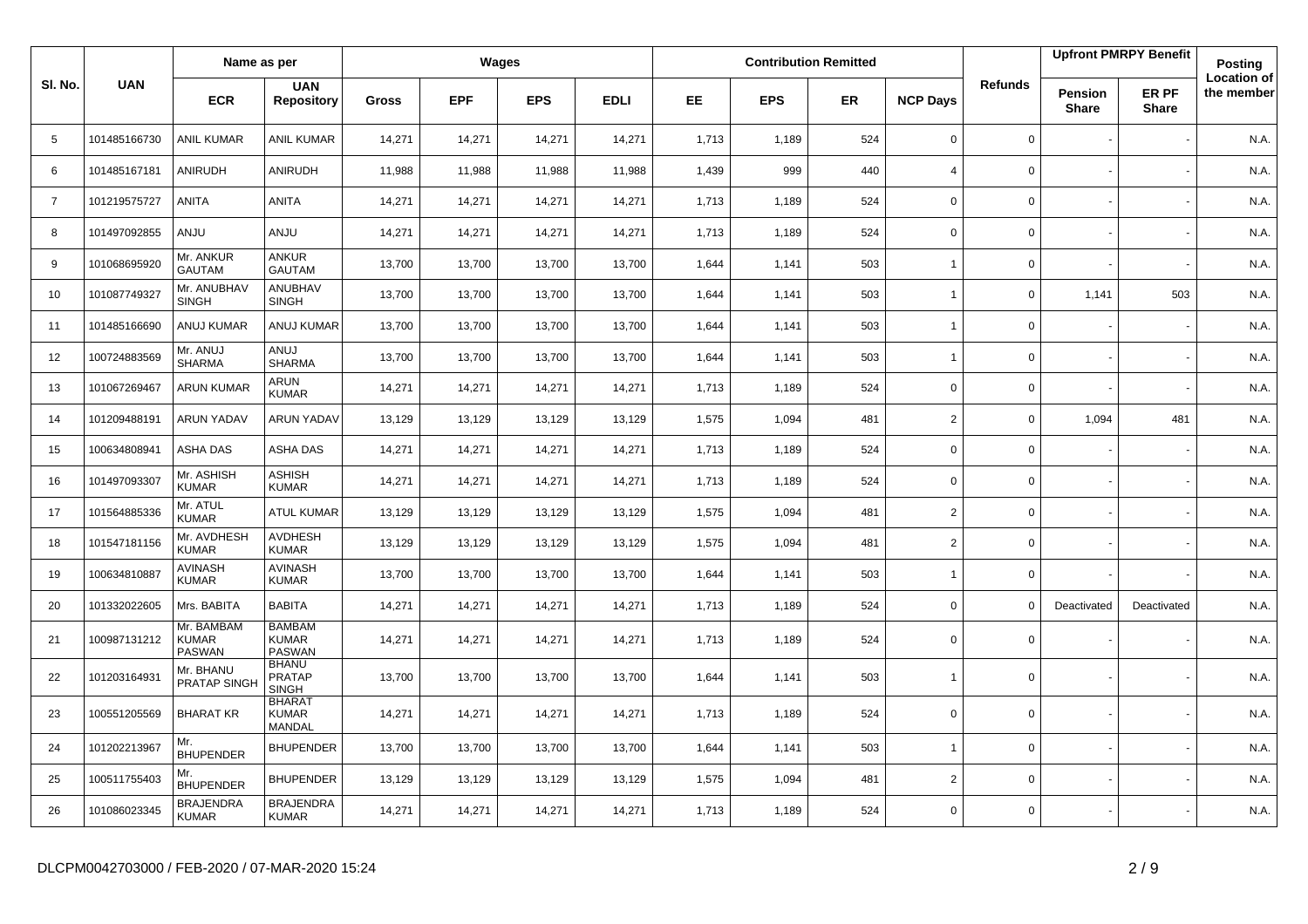| Sl. No. | UAN | Name as per | | Wages | | | | Contribution Remitted | | | | Refunds | Upfront PMRPY Benefit | | Posting Location of the member |
|---|---|---|---|---|---|---|---|---|---|---|---|---|---|---|---|
| | | ECR | UAN Repository | Gross | EPF | EPS | EDLI | EE | EPS | ER | NCP Days | | Pension Share | ER PF Share | |
| 5 | 101485166730 | ANIL KUMAR | ANIL KUMAR | 14,271 | 14,271 | 14,271 | 14,271 | 1,713 | 1,189 | 524 | 0 | 0 | - | - | N.A. |
| 6 | 101485167181 | ANIRUDH | ANIRUDH | 11,988 | 11,988 | 11,988 | 11,988 | 1,439 | 999 | 440 | 4 | 0 | - | - | N.A. |
| 7 | 101219575727 | ANITA | ANITA | 14,271 | 14,271 | 14,271 | 14,271 | 1,713 | 1,189 | 524 | 0 | 0 | - | - | N.A. |
| 8 | 101497092855 | ANJU | ANJU | 14,271 | 14,271 | 14,271 | 14,271 | 1,713 | 1,189 | 524 | 0 | 0 | - | - | N.A. |
| 9 | 101068695920 | Mr. ANKUR GAUTAM | ANKUR GAUTAM | 13,700 | 13,700 | 13,700 | 13,700 | 1,644 | 1,141 | 503 | 1 | 0 | - | - | N.A. |
| 10 | 101087749327 | Mr. ANUBHAV SINGH | ANUBHAV SINGH | 13,700 | 13,700 | 13,700 | 13,700 | 1,644 | 1,141 | 503 | 1 | 0 | 1,141 | 503 | N.A. |
| 11 | 101485166690 | ANUJ KUMAR | ANUJ KUMAR | 13,700 | 13,700 | 13,700 | 13,700 | 1,644 | 1,141 | 503 | 1 | 0 | - | - | N.A. |
| 12 | 100724883569 | Mr. ANUJ SHARMA | ANUJ SHARMA | 13,700 | 13,700 | 13,700 | 13,700 | 1,644 | 1,141 | 503 | 1 | 0 | - | - | N.A. |
| 13 | 101067269467 | ARUN KUMAR | ARUN KUMAR | 14,271 | 14,271 | 14,271 | 14,271 | 1,713 | 1,189 | 524 | 0 | 0 | - | - | N.A. |
| 14 | 101209488191 | ARUN YADAV | ARUN YADAV | 13,129 | 13,129 | 13,129 | 13,129 | 1,575 | 1,094 | 481 | 2 | 0 | 1,094 | 481 | N.A. |
| 15 | 100634808941 | ASHA DAS | ASHA DAS | 14,271 | 14,271 | 14,271 | 14,271 | 1,713 | 1,189 | 524 | 0 | 0 | - | - | N.A. |
| 16 | 101497093307 | Mr. ASHISH KUMAR | ASHISH KUMAR | 14,271 | 14,271 | 14,271 | 14,271 | 1,713 | 1,189 | 524 | 0 | 0 | - | - | N.A. |
| 17 | 101564885336 | Mr. ATUL KUMAR | ATUL KUMAR | 13,129 | 13,129 | 13,129 | 13,129 | 1,575 | 1,094 | 481 | 2 | 0 | - | - | N.A. |
| 18 | 101547181156 | Mr. AVDHESH KUMAR | AVDHESH KUMAR | 13,129 | 13,129 | 13,129 | 13,129 | 1,575 | 1,094 | 481 | 2 | 0 | - | - | N.A. |
| 19 | 100634810887 | AVINASH KUMAR | AVINASH KUMAR | 13,700 | 13,700 | 13,700 | 13,700 | 1,644 | 1,141 | 503 | 1 | 0 | - | - | N.A. |
| 20 | 101332022605 | Mrs. BABITA | BABITA | 14,271 | 14,271 | 14,271 | 14,271 | 1,713 | 1,189 | 524 | 0 | 0 | Deactivated | Deactivated | N.A. |
| 21 | 100987131212 | Mr. BAMBAM KUMAR PASWAN | BAMBAM KUMAR PASWAN | 14,271 | 14,271 | 14,271 | 14,271 | 1,713 | 1,189 | 524 | 0 | 0 | - | - | N.A. |
| 22 | 101203164931 | Mr. BHANU PRATAP SINGH | BHANU PRATAP SINGH | 13,700 | 13,700 | 13,700 | 13,700 | 1,644 | 1,141 | 503 | 1 | 0 | - | - | N.A. |
| 23 | 100551205569 | BHARAT KR | BHARAT KUMAR MANDAL | 14,271 | 14,271 | 14,271 | 14,271 | 1,713 | 1,189 | 524 | 0 | 0 | - | - | N.A. |
| 24 | 101202213967 | Mr. BHUPENDER | BHUPENDER | 13,700 | 13,700 | 13,700 | 13,700 | 1,644 | 1,141 | 503 | 1 | 0 | - | - | N.A. |
| 25 | 100511755403 | Mr. BHUPENDER | BHUPENDER | 13,129 | 13,129 | 13,129 | 13,129 | 1,575 | 1,094 | 481 | 2 | 0 | - | - | N.A. |
| 26 | 101086023345 | BRAJENDRA KUMAR | BRAJENDRA KUMAR | 14,271 | 14,271 | 14,271 | 14,271 | 1,713 | 1,189 | 524 | 0 | 0 | - | - | N.A. |

DLCPM0042703000 / FEB-2020 / 07-MAR-2020 15:24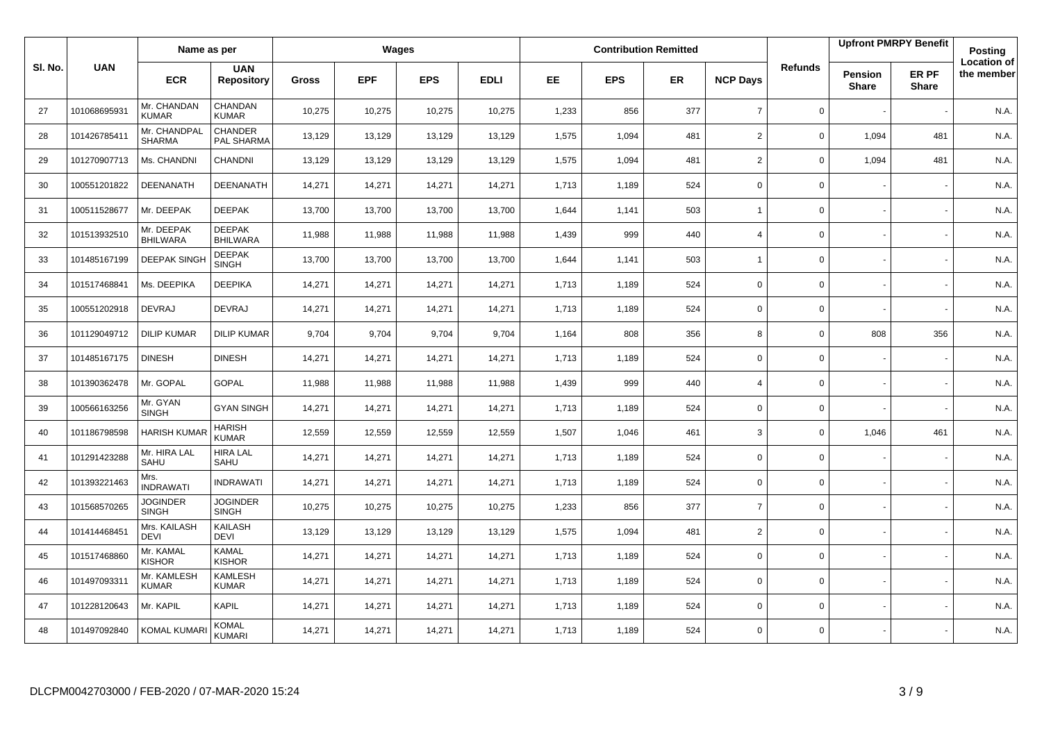| Sl. No. | UAN | Name as per | | Wages | | | | Contribution Remitted | | | | Refunds | Upfront PMRPY Benefit | | Posting Location of the member |
|---|---|---|---|---|---|---|---|---|---|---|---|---|---|---|---|
| | | ECR | UAN Repository | Gross | EPF | EPS | EDLI | EE | EPS | ER | NCP Days | | Pension Share | ER PF Share | |
| 27 | 101068695931 | Mr. CHANDAN KUMAR | CHANDAN KUMAR | 10,275 | 10,275 | 10,275 | 10,275 | 1,233 | 856 | 377 | 7 | 0 | - | - | N.A. |
| 28 | 101426785411 | Mr. CHANDPAL SHARMA | CHANDER PAL SHARMA | 13,129 | 13,129 | 13,129 | 13,129 | 1,575 | 1,094 | 481 | 2 | 0 | 1,094 | 481 | N.A. |
| 29 | 101270907713 | Ms. CHANDNI | CHANDNI | 13,129 | 13,129 | 13,129 | 13,129 | 1,575 | 1,094 | 481 | 2 | 0 | 1,094 | 481 | N.A. |
| 30 | 100551201822 | DEENANATH | DEENANATH | 14,271 | 14,271 | 14,271 | 14,271 | 1,713 | 1,189 | 524 | 0 | 0 | - | - | N.A. |
| 31 | 100511528677 | Mr. DEEPAK | DEEPAK | 13,700 | 13,700 | 13,700 | 13,700 | 1,644 | 1,141 | 503 | 1 | 0 | - | - | N.A. |
| 32 | 101513932510 | Mr. DEEPAK BHILWARA | DEEPAK BHILWARA | 11,988 | 11,988 | 11,988 | 11,988 | 1,439 | 999 | 440 | 4 | 0 | - | - | N.A. |
| 33 | 101485167199 | DEEPAK SINGH | DEEPAK SINGH | 13,700 | 13,700 | 13,700 | 13,700 | 1,644 | 1,141 | 503 | 1 | 0 | - | - | N.A. |
| 34 | 101517468841 | Ms. DEEPIKA | DEEPIKA | 14,271 | 14,271 | 14,271 | 14,271 | 1,713 | 1,189 | 524 | 0 | 0 | - | - | N.A. |
| 35 | 100551202918 | DEVRAJ | DEVRAJ | 14,271 | 14,271 | 14,271 | 14,271 | 1,713 | 1,189 | 524 | 0 | 0 | - | - | N.A. |
| 36 | 101129049712 | DILIP KUMAR | DILIP KUMAR | 9,704 | 9,704 | 9,704 | 9,704 | 1,164 | 808 | 356 | 8 | 0 | 808 | 356 | N.A. |
| 37 | 101485167175 | DINESH | DINESH | 14,271 | 14,271 | 14,271 | 14,271 | 1,713 | 1,189 | 524 | 0 | 0 | - | - | N.A. |
| 38 | 101390362478 | Mr. GOPAL | GOPAL | 11,988 | 11,988 | 11,988 | 11,988 | 1,439 | 999 | 440 | 4 | 0 | - | - | N.A. |
| 39 | 100566163256 | Mr. GYAN SINGH | GYAN SINGH | 14,271 | 14,271 | 14,271 | 14,271 | 1,713 | 1,189 | 524 | 0 | 0 | - | - | N.A. |
| 40 | 101186798598 | HARISH KUMAR | HARISH KUMAR | 12,559 | 12,559 | 12,559 | 12,559 | 1,507 | 1,046 | 461 | 3 | 0 | 1,046 | 461 | N.A. |
| 41 | 101291423288 | Mr. HIRA LAL SAHU | HIRA LAL SAHU | 14,271 | 14,271 | 14,271 | 14,271 | 1,713 | 1,189 | 524 | 0 | 0 | - | - | N.A. |
| 42 | 101393221463 | Mrs. INDRAWATI | INDRAWATI | 14,271 | 14,271 | 14,271 | 14,271 | 1,713 | 1,189 | 524 | 0 | 0 | - | - | N.A. |
| 43 | 101568570265 | JOGINDER SINGH | JOGINDER SINGH | 10,275 | 10,275 | 10,275 | 10,275 | 1,233 | 856 | 377 | 7 | 0 | - | - | N.A. |
| 44 | 101414468451 | Mrs. KAILASH DEVI | KAILASH DEVI | 13,129 | 13,129 | 13,129 | 13,129 | 1,575 | 1,094 | 481 | 2 | 0 | - | - | N.A. |
| 45 | 101517468860 | Mr. KAMAL KISHOR | KAMAL KISHOR | 14,271 | 14,271 | 14,271 | 14,271 | 1,713 | 1,189 | 524 | 0 | 0 | - | - | N.A. |
| 46 | 101497093311 | Mr. KAMLESH KUMAR | KAMLESH KUMAR | 14,271 | 14,271 | 14,271 | 14,271 | 1,713 | 1,189 | 524 | 0 | 0 | - | - | N.A. |
| 47 | 101228120643 | Mr. KAPIL | KAPIL | 14,271 | 14,271 | 14,271 | 14,271 | 1,713 | 1,189 | 524 | 0 | 0 | - | - | N.A. |
| 48 | 101497092840 | KOMAL KUMARI | KOMAL KUMARI | 14,271 | 14,271 | 14,271 | 14,271 | 1,713 | 1,189 | 524 | 0 | 0 | - | - | N.A. |

DLCPM0042703000 / FEB-2020 / 07-MAR-2020 15:24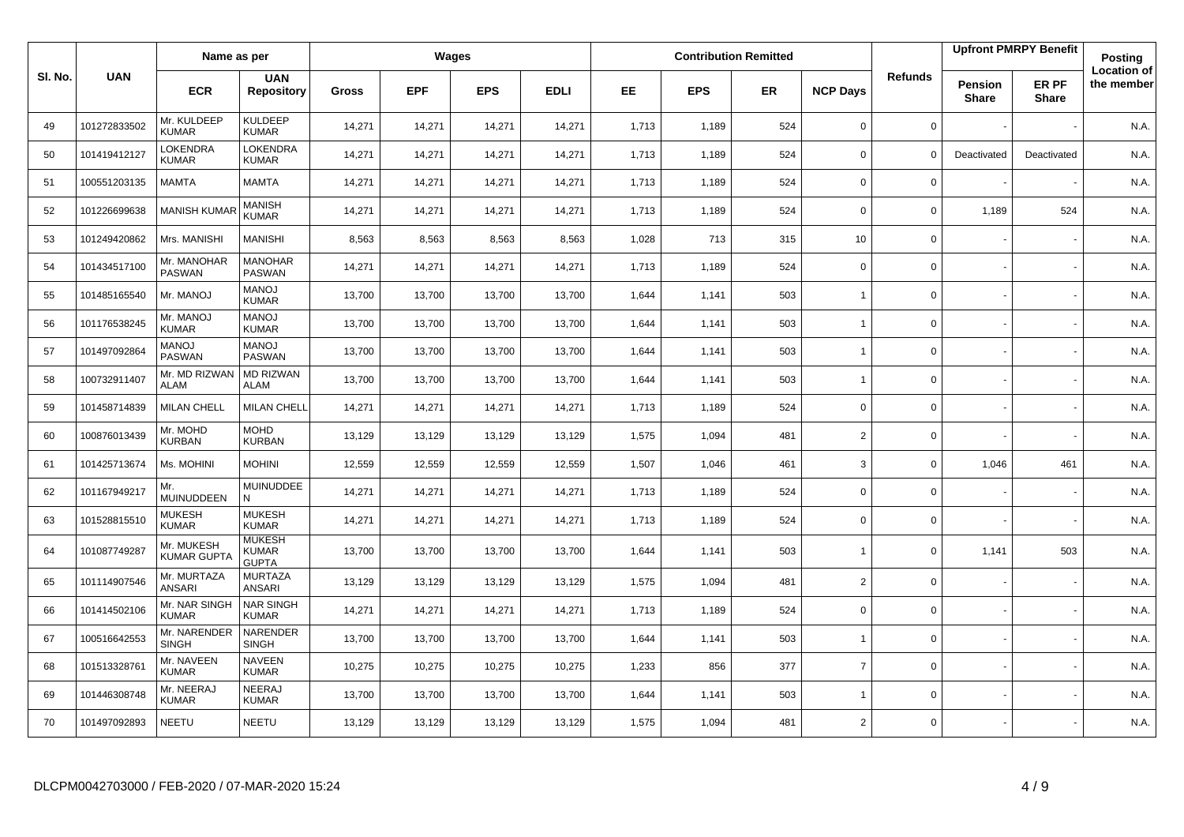| Sl. No. | UAN | Name as per | | Wages | | | | Contribution Remitted | | | | Refunds | Upfront PMRPY Benefit | | Posting Location of the member |
|---|---|---|---|---|---|---|---|---|---|---|---|---|---|---|---|
| | | ECR | UAN Repository | Gross | EPF | EPS | EDLI | EE | EPS | ER | NCP Days | | Pension Share | ER PF Share | |
| 49 | 101272833502 | Mr. KULDEEP KUMAR | KULDEEP KUMAR | 14,271 | 14,271 | 14,271 | 14,271 | 1,713 | 1,189 | 524 | 0 | 0 | - | - | N.A. |
| 50 | 101419412127 | LOKENDRA KUMAR | LOKENDRA KUMAR | 14,271 | 14,271 | 14,271 | 14,271 | 1,713 | 1,189 | 524 | 0 | 0 | Deactivated | Deactivated | N.A. |
| 51 | 100551203135 | MAMTA | MAMTA | 14,271 | 14,271 | 14,271 | 14,271 | 1,713 | 1,189 | 524 | 0 | 0 | - | - | N.A. |
| 52 | 101226699638 | MANISH KUMAR | MANISH KUMAR | 14,271 | 14,271 | 14,271 | 14,271 | 1,713 | 1,189 | 524 | 0 | 0 | 1,189 | 524 | N.A. |
| 53 | 101249420862 | Mrs. MANISHI | MANISHI | 8,563 | 8,563 | 8,563 | 8,563 | 1,028 | 713 | 315 | 10 | 0 | - | - | N.A. |
| 54 | 101434517100 | Mr. MANOHAR PASWAN | MANOHAR PASWAN | 14,271 | 14,271 | 14,271 | 14,271 | 1,713 | 1,189 | 524 | 0 | 0 | - | - | N.A. |
| 55 | 101485165540 | Mr. MANOJ | MANOJ KUMAR | 13,700 | 13,700 | 13,700 | 13,700 | 1,644 | 1,141 | 503 | 1 | 0 | - | - | N.A. |
| 56 | 101176538245 | Mr. MANOJ KUMAR | MANOJ KUMAR | 13,700 | 13,700 | 13,700 | 13,700 | 1,644 | 1,141 | 503 | 1 | 0 | - | - | N.A. |
| 57 | 101497092864 | MANOJ PASWAN | MANOJ PASWAN | 13,700 | 13,700 | 13,700 | 13,700 | 1,644 | 1,141 | 503 | 1 | 0 | - | - | N.A. |
| 58 | 100732911407 | Mr. MD RIZWAN ALAM | MD RIZWAN ALAM | 13,700 | 13,700 | 13,700 | 13,700 | 1,644 | 1,141 | 503 | 1 | 0 | - | - | N.A. |
| 59 | 101458714839 | MILAN CHELL | MILAN CHELL | 14,271 | 14,271 | 14,271 | 14,271 | 1,713 | 1,189 | 524 | 0 | 0 | - | - | N.A. |
| 60 | 100876013439 | Mr. MOHD KURBAN | MOHD KURBAN | 13,129 | 13,129 | 13,129 | 13,129 | 1,575 | 1,094 | 481 | 2 | 0 | - | - | N.A. |
| 61 | 101425713674 | Ms. MOHINI | MOHINI | 12,559 | 12,559 | 12,559 | 12,559 | 1,507 | 1,046 | 461 | 3 | 0 | 1,046 | 461 | N.A. |
| 62 | 101167949217 | Mr. MUINUDDEEN | MUINUDDEE N | 14,271 | 14,271 | 14,271 | 14,271 | 1,713 | 1,189 | 524 | 0 | 0 | - | - | N.A. |
| 63 | 101528815510 | MUKESH KUMAR | MUKESH KUMAR | 14,271 | 14,271 | 14,271 | 14,271 | 1,713 | 1,189 | 524 | 0 | 0 | - | - | N.A. |
| 64 | 101087749287 | Mr. MUKESH KUMAR GUPTA | MUKESH KUMAR GUPTA | 13,700 | 13,700 | 13,700 | 13,700 | 1,644 | 1,141 | 503 | 1 | 0 | 1,141 | 503 | N.A. |
| 65 | 101114907546 | Mr. MURTAZA ANSARI | MURTAZA ANSARI | 13,129 | 13,129 | 13,129 | 13,129 | 1,575 | 1,094 | 481 | 2 | 0 | - | - | N.A. |
| 66 | 101414502106 | Mr. NAR SINGH KUMAR | NAR SINGH KUMAR | 14,271 | 14,271 | 14,271 | 14,271 | 1,713 | 1,189 | 524 | 0 | 0 | - | - | N.A. |
| 67 | 100516642553 | Mr. NARENDER SINGH | NARENDER SINGH | 13,700 | 13,700 | 13,700 | 13,700 | 1,644 | 1,141 | 503 | 1 | 0 | - | - | N.A. |
| 68 | 101513328761 | Mr. NAVEEN KUMAR | NAVEEN KUMAR | 10,275 | 10,275 | 10,275 | 10,275 | 1,233 | 856 | 377 | 7 | 0 | - | - | N.A. |
| 69 | 101446308748 | Mr. NEERAJ KUMAR | NEERAJ KUMAR | 13,700 | 13,700 | 13,700 | 13,700 | 1,644 | 1,141 | 503 | 1 | 0 | - | - | N.A. |
| 70 | 101497092893 | NEETU | NEETU | 13,129 | 13,129 | 13,129 | 13,129 | 1,575 | 1,094 | 481 | 2 | 0 | - | - | N.A. |

DLCPM0042703000 / FEB-2020 / 07-MAR-2020 15:24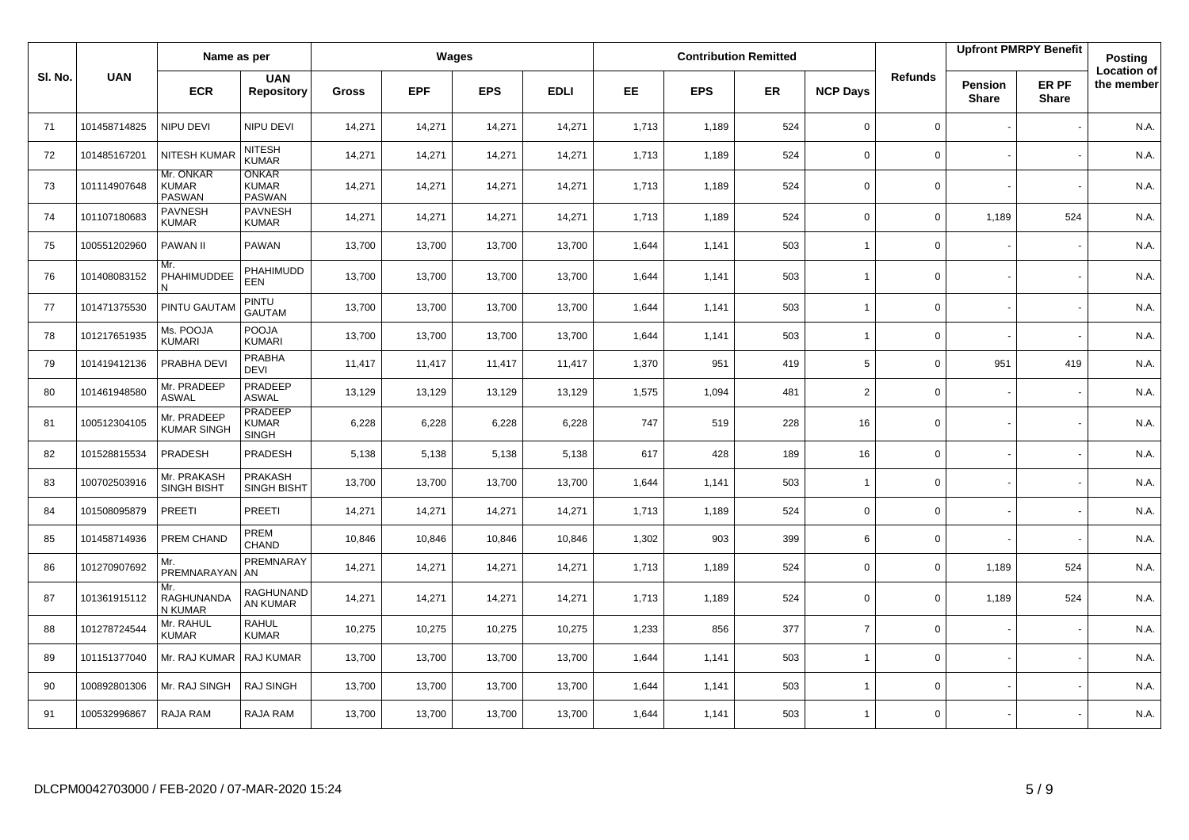| Sl. No. | UAN | Name as per | | Wages | | | | Contribution Remitted | | | | Refunds | Upfront PMRPY Benefit | | Posting Location of the member |
|---|---|---|---|---|---|---|---|---|---|---|---|---|---|---|---|
| | | ECR | UAN Repository | Gross | EPF | EPS | EDLI | EE | EPS | ER | NCP Days | | Pension Share | ER PF Share | |
| 71 | 101458714825 | NIPU DEVI | NIPU DEVI | 14,271 | 14,271 | 14,271 | 14,271 | 1,713 | 1,189 | 524 | 0 | 0 | - | - | N.A. |
| 72 | 101485167201 | NITESH KUMAR | NITESH KUMAR | 14,271 | 14,271 | 14,271 | 14,271 | 1,713 | 1,189 | 524 | 0 | 0 | - | - | N.A. |
| 73 | 101114907648 | Mr. ONKAR KUMAR PASWAN | ONKAR KUMAR PASWAN | 14,271 | 14,271 | 14,271 | 14,271 | 1,713 | 1,189 | 524 | 0 | 0 | - | - | N.A. |
| 74 | 101107180683 | PAVNESH KUMAR | PAVNESH KUMAR | 14,271 | 14,271 | 14,271 | 14,271 | 1,713 | 1,189 | 524 | 0 | 0 | 1,189 | 524 | N.A. |
| 75 | 100551202960 | PAWAN II | PAWAN | 13,700 | 13,700 | 13,700 | 13,700 | 1,644 | 1,141 | 503 | 1 | 0 | - | - | N.A. |
| 76 | 101408083152 | Mr. PHAHIMUDDEEN | PHAHIMUDDEEN | 13,700 | 13,700 | 13,700 | 13,700 | 1,644 | 1,141 | 503 | 1 | 0 | - | - | N.A. |
| 77 | 101471375530 | PINTU GAUTAM | PINTU GAUTAM | 13,700 | 13,700 | 13,700 | 13,700 | 1,644 | 1,141 | 503 | 1 | 0 | - | - | N.A. |
| 78 | 101217651935 | Ms. POOJA KUMARI | POOJA KUMARI | 13,700 | 13,700 | 13,700 | 13,700 | 1,644 | 1,141 | 503 | 1 | 0 | - | - | N.A. |
| 79 | 101419412136 | PRABHA DEVI | PRABHA DEVI | 11,417 | 11,417 | 11,417 | 11,417 | 1,370 | 951 | 419 | 5 | 0 | 951 | 419 | N.A. |
| 80 | 101461948580 | Mr. PRADEEP ASWAL | PRADEEP ASWAL | 13,129 | 13,129 | 13,129 | 13,129 | 1,575 | 1,094 | 481 | 2 | 0 | - | - | N.A. |
| 81 | 100512304105 | Mr. PRADEEP KUMAR SINGH | PRADEEP KUMAR SINGH | 6,228 | 6,228 | 6,228 | 6,228 | 747 | 519 | 228 | 16 | 0 | - | - | N.A. |
| 82 | 101528815534 | PRADESH | PRADESH | 5,138 | 5,138 | 5,138 | 5,138 | 617 | 428 | 189 | 16 | 0 | - | - | N.A. |
| 83 | 100702503916 | Mr. PRAKASH SINGH BISHT | PRAKASH SINGH BISHT | 13,700 | 13,700 | 13,700 | 13,700 | 1,644 | 1,141 | 503 | 1 | 0 | - | - | N.A. |
| 84 | 101508095879 | PREETI | PREETI | 14,271 | 14,271 | 14,271 | 14,271 | 1,713 | 1,189 | 524 | 0 | 0 | - | - | N.A. |
| 85 | 101458714936 | PREM CHAND | PREM CHAND | 10,846 | 10,846 | 10,846 | 10,846 | 1,302 | 903 | 399 | 6 | 0 | - | - | N.A. |
| 86 | 101270907692 | Mr. PREMNARAYAN | PREMNARAYAN | 14,271 | 14,271 | 14,271 | 14,271 | 1,713 | 1,189 | 524 | 0 | 0 | 1,189 | 524 | N.A. |
| 87 | 101361915112 | Mr. RAGHUNANDAN KUMAR | RAGHUNANDAN KUMAR | 14,271 | 14,271 | 14,271 | 14,271 | 1,713 | 1,189 | 524 | 0 | 0 | 1,189 | 524 | N.A. |
| 88 | 101278724544 | Mr. RAHUL KUMAR | RAHUL KUMAR | 10,275 | 10,275 | 10,275 | 10,275 | 1,233 | 856 | 377 | 7 | 0 | - | - | N.A. |
| 89 | 101151377040 | Mr. RAJ KUMAR | RAJ KUMAR | 13,700 | 13,700 | 13,700 | 13,700 | 1,644 | 1,141 | 503 | 1 | 0 | - | - | N.A. |
| 90 | 100892801306 | Mr. RAJ SINGH | RAJ SINGH | 13,700 | 13,700 | 13,700 | 13,700 | 1,644 | 1,141 | 503 | 1 | 0 | - | - | N.A. |
| 91 | 100532996867 | RAJA RAM | RAJA RAM | 13,700 | 13,700 | 13,700 | 13,700 | 1,644 | 1,141 | 503 | 1 | 0 | - | - | N.A. |

DLCPM0042703000 / FEB-2020 / 07-MAR-2020 15:24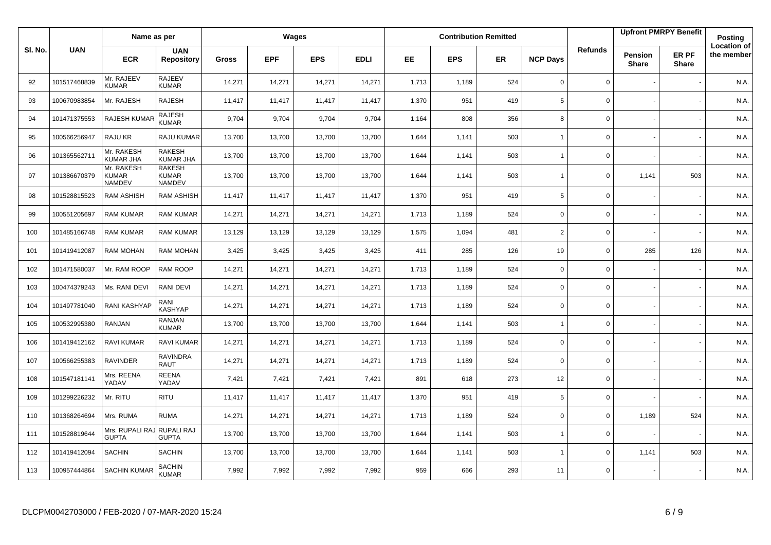| Sl. No. | UAN | Name as per | | Wages | | | | Contribution Remitted | | | | Refunds | Upfront PMRPY Benefit | | Posting Location of the member |
|---|---|---|---|---|---|---|---|---|---|---|---|---|---|---|---|
| | | ECR | UAN Repository | Gross | EPF | EPS | EDLI | EE | EPS | ER | NCP Days | | Pension Share | ER PF Share | |
| 92 | 101517468839 | Mr. RAJEEV KUMAR | RAJEEV KUMAR | 14,271 | 14,271 | 14,271 | 14,271 | 1,713 | 1,189 | 524 | 0 | 0 | - | - | N.A. |
| 93 | 100670983854 | Mr. RAJESH | RAJESH | 11,417 | 11,417 | 11,417 | 11,417 | 1,370 | 951 | 419 | 5 | 0 | - | - | N.A. |
| 94 | 101471375553 | RAJESH KUMAR | RAJESH KUMAR | 9,704 | 9,704 | 9,704 | 9,704 | 1,164 | 808 | 356 | 8 | 0 | - | - | N.A. |
| 95 | 100566256947 | RAJU KR | RAJU KUMAR | 13,700 | 13,700 | 13,700 | 13,700 | 1,644 | 1,141 | 503 | 1 | 0 | - | - | N.A. |
| 96 | 101365562711 | Mr. RAKESH KUMAR JHA | RAKESH KUMAR JHA | 13,700 | 13,700 | 13,700 | 13,700 | 1,644 | 1,141 | 503 | 1 | 0 | - | - | N.A. |
| 97 | 101386670379 | Mr. RAKESH KUMAR NAMDEV | RAKESH KUMAR NAMDEV | 13,700 | 13,700 | 13,700 | 13,700 | 1,644 | 1,141 | 503 | 1 | 0 | 1,141 | 503 | N.A. |
| 98 | 101528815523 | RAM ASHISH | RAM ASHISH | 11,417 | 11,417 | 11,417 | 11,417 | 1,370 | 951 | 419 | 5 | 0 | - | - | N.A. |
| 99 | 100551205697 | RAM KUMAR | RAM KUMAR | 14,271 | 14,271 | 14,271 | 14,271 | 1,713 | 1,189 | 524 | 0 | 0 | - | - | N.A. |
| 100 | 101485166748 | RAM KUMAR | RAM KUMAR | 13,129 | 13,129 | 13,129 | 13,129 | 1,575 | 1,094 | 481 | 2 | 0 | - | - | N.A. |
| 101 | 101419412087 | RAM MOHAN | RAM MOHAN | 3,425 | 3,425 | 3,425 | 3,425 | 411 | 285 | 126 | 19 | 0 | 285 | 126 | N.A. |
| 102 | 101471580037 | Mr. RAM ROOP | RAM ROOP | 14,271 | 14,271 | 14,271 | 14,271 | 1,713 | 1,189 | 524 | 0 | 0 | - | - | N.A. |
| 103 | 100474379243 | Ms. RANI DEVI | RANI DEVI | 14,271 | 14,271 | 14,271 | 14,271 | 1,713 | 1,189 | 524 | 0 | 0 | - | - | N.A. |
| 104 | 101497781040 | RANI KASHYAP | RANI KASHYAP | 14,271 | 14,271 | 14,271 | 14,271 | 1,713 | 1,189 | 524 | 0 | 0 | - | - | N.A. |
| 105 | 100532995380 | RANJAN | RANJAN KUMAR | 13,700 | 13,700 | 13,700 | 13,700 | 1,644 | 1,141 | 503 | 1 | 0 | - | - | N.A. |
| 106 | 101419412162 | RAVI KUMAR | RAVI KUMAR | 14,271 | 14,271 | 14,271 | 14,271 | 1,713 | 1,189 | 524 | 0 | 0 | - | - | N.A. |
| 107 | 100566255383 | RAVINDER | RAVINDRA RAUT | 14,271 | 14,271 | 14,271 | 14,271 | 1,713 | 1,189 | 524 | 0 | 0 | - | - | N.A. |
| 108 | 101547181141 | Mrs. REENA YADAV | REENA YADAV | 7,421 | 7,421 | 7,421 | 7,421 | 891 | 618 | 273 | 12 | 0 | - | - | N.A. |
| 109 | 101299226232 | Mr. RITU | RITU | 11,417 | 11,417 | 11,417 | 11,417 | 1,370 | 951 | 419 | 5 | 0 | - | - | N.A. |
| 110 | 101368264694 | Mrs. RUMA | RUMA | 14,271 | 14,271 | 14,271 | 14,271 | 1,713 | 1,189 | 524 | 0 | 0 | 1,189 | 524 | N.A. |
| 111 | 101528819644 | Mrs. RUPALI RAJ GUPTA | RUPALI RAJ GUPTA | 13,700 | 13,700 | 13,700 | 13,700 | 1,644 | 1,141 | 503 | 1 | 0 | - | - | N.A. |
| 112 | 101419412094 | SACHIN | SACHIN | 13,700 | 13,700 | 13,700 | 13,700 | 1,644 | 1,141 | 503 | 1 | 0 | 1,141 | 503 | N.A. |
| 113 | 100957444864 | SACHIN KUMAR | SACHIN KUMAR | 7,992 | 7,992 | 7,992 | 7,992 | 959 | 666 | 293 | 11 | 0 | - | - | N.A. |

DLCPM0042703000 / FEB-2020 / 07-MAR-2020 15:24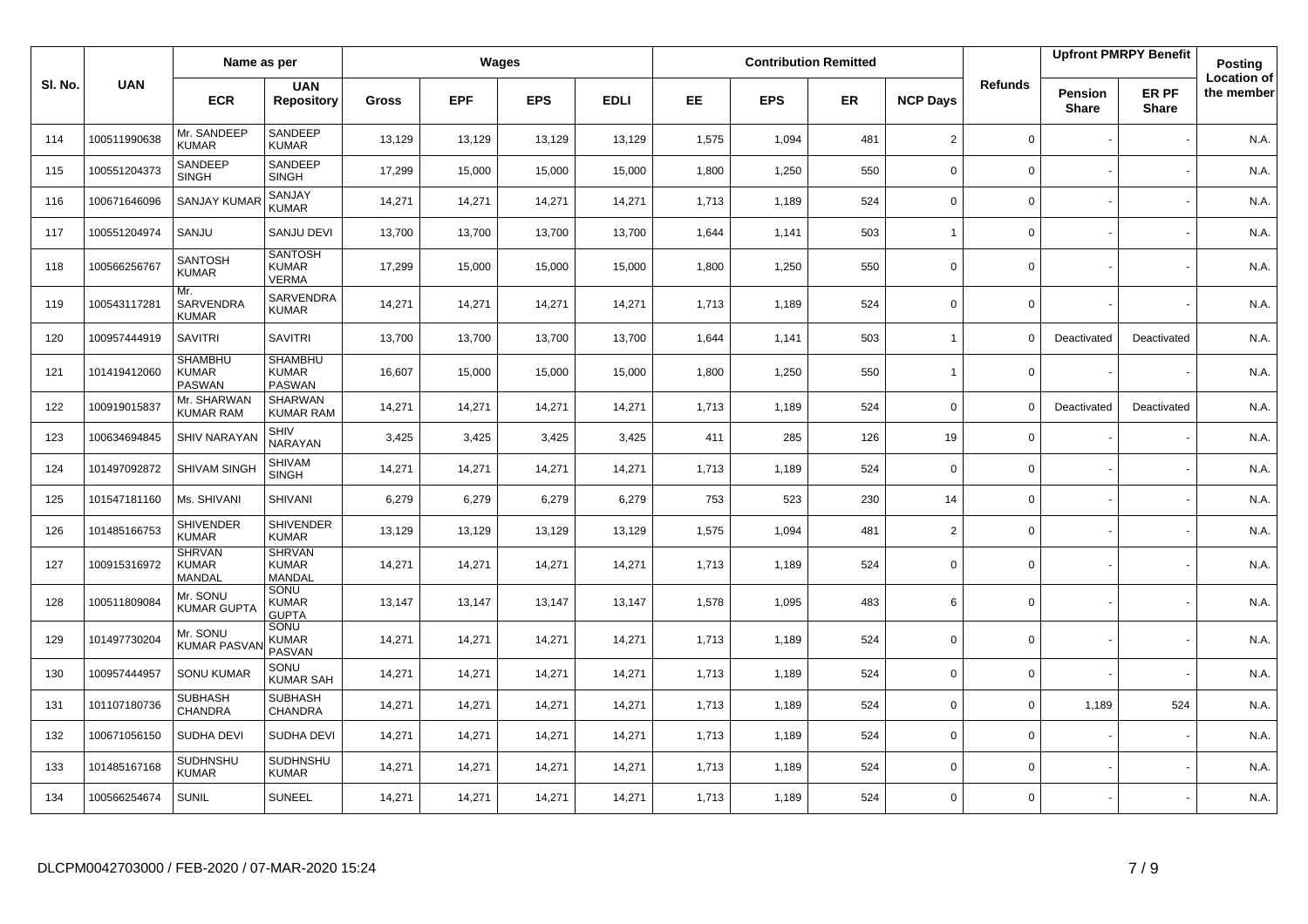| Sl. No. | UAN | Name as per | | Wages | | | | Contribution Remitted | | | | Refunds | Upfront PMRPY Benefit | | Posting Location of the member |
|---|---|---|---|---|---|---|---|---|---|---|---|---|---|---|---|
| | | ECR | UAN Repository | Gross | EPF | EPS | EDLI | EE | EPS | ER | NCP Days | | Pension Share | ER PF Share | |
| 114 | 100511990638 | Mr. SANDEEP KUMAR | SANDEEP KUMAR | 13,129 | 13,129 | 13,129 | 13,129 | 1,575 | 1,094 | 481 | 2 | 0 | - | - | N.A. |
| 115 | 100551204373 | SANDEEP SINGH | SANDEEP SINGH | 17,299 | 15,000 | 15,000 | 15,000 | 1,800 | 1,250 | 550 | 0 | 0 | - | - | N.A. |
| 116 | 100671646096 | SANJAY KUMAR | SANJAY KUMAR | 14,271 | 14,271 | 14,271 | 14,271 | 1,713 | 1,189 | 524 | 0 | 0 | - | - | N.A. |
| 117 | 100551204974 | SANJU | SANJU DEVI | 13,700 | 13,700 | 13,700 | 13,700 | 1,644 | 1,141 | 503 | 1 | 0 | - | - | N.A. |
| 118 | 100566256767 | SANTOSH KUMAR | SANTOSH KUMAR VERMA | 17,299 | 15,000 | 15,000 | 15,000 | 1,800 | 1,250 | 550 | 0 | 0 | - | - | N.A. |
| 119 | 100543117281 | Mr. SARVENDRA KUMAR | SARVENDRA KUMAR | 14,271 | 14,271 | 14,271 | 14,271 | 1,713 | 1,189 | 524 | 0 | 0 | - | - | N.A. |
| 120 | 100957444919 | SAVITRI | SAVITRI | 13,700 | 13,700 | 13,700 | 13,700 | 1,644 | 1,141 | 503 | 1 | 0 | Deactivated | Deactivated | N.A. |
| 121 | 101419412060 | SHAMBHU KUMAR PASWAN | SHAMBHU KUMAR PASWAN | 16,607 | 15,000 | 15,000 | 15,000 | 1,800 | 1,250 | 550 | 1 | 0 | - | - | N.A. |
| 122 | 100919015837 | Mr. SHARWAN KUMAR RAM | SHARWAN KUMAR RAM | 14,271 | 14,271 | 14,271 | 14,271 | 1,713 | 1,189 | 524 | 0 | 0 | Deactivated | Deactivated | N.A. |
| 123 | 100634694845 | SHIV NARAYAN | SHIV NARAYAN | 3,425 | 3,425 | 3,425 | 3,425 | 411 | 285 | 126 | 19 | 0 | - | - | N.A. |
| 124 | 101497092872 | SHIVAM SINGH | SHIVAM SINGH | 14,271 | 14,271 | 14,271 | 14,271 | 1,713 | 1,189 | 524 | 0 | 0 | - | - | N.A. |
| 125 | 101547181160 | Ms. SHIVANI | SHIVANI | 6,279 | 6,279 | 6,279 | 6,279 | 753 | 523 | 230 | 14 | 0 | - | - | N.A. |
| 126 | 101485166753 | SHIVENDER KUMAR | SHIVENDER KUMAR | 13,129 | 13,129 | 13,129 | 13,129 | 1,575 | 1,094 | 481 | 2 | 0 | - | - | N.A. |
| 127 | 100915316972 | SHRVAN KUMAR MANDAL | SHRVAN KUMAR MANDAL | 14,271 | 14,271 | 14,271 | 14,271 | 1,713 | 1,189 | 524 | 0 | 0 | - | - | N.A. |
| 128 | 100511809084 | Mr. SONU KUMAR GUPTA | SONU KUMAR GUPTA | 13,147 | 13,147 | 13,147 | 13,147 | 1,578 | 1,095 | 483 | 6 | 0 | - | - | N.A. |
| 129 | 101497730204 | Mr. SONU KUMAR PASVAN | SONU KUMAR PASVAN | 14,271 | 14,271 | 14,271 | 14,271 | 1,713 | 1,189 | 524 | 0 | 0 | - | - | N.A. |
| 130 | 100957444957 | SONU KUMAR | SONU KUMAR SAH | 14,271 | 14,271 | 14,271 | 14,271 | 1,713 | 1,189 | 524 | 0 | 0 | - | - | N.A. |
| 131 | 101107180736 | SUBHASH CHANDRA | SUBHASH CHANDRA | 14,271 | 14,271 | 14,271 | 14,271 | 1,713 | 1,189 | 524 | 0 | 0 | 1,189 | 524 | N.A. |
| 132 | 100671056150 | SUDHA DEVI | SUDHA DEVI | 14,271 | 14,271 | 14,271 | 14,271 | 1,713 | 1,189 | 524 | 0 | 0 | - | - | N.A. |
| 133 | 101485167168 | SUDHNSHU KUMAR | SUDHNSHU KUMAR | 14,271 | 14,271 | 14,271 | 14,271 | 1,713 | 1,189 | 524 | 0 | 0 | - | - | N.A. |
| 134 | 100566254674 | SUNIL | SUNEEL | 14,271 | 14,271 | 14,271 | 14,271 | 1,713 | 1,189 | 524 | 0 | 0 | - | - | N.A. |

DLCPM0042703000 / FEB-2020 / 07-MAR-2020 15:24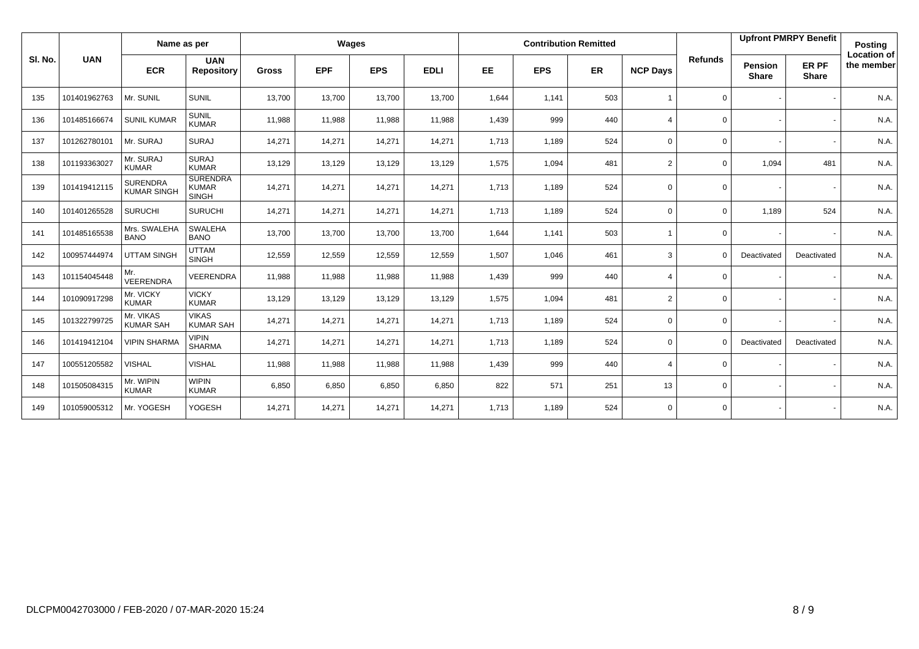| Sl. No. | UAN | Name as per | | Wages | | | | Contribution Remitted | | | | Refunds | Upfront PMRPY Benefit | | Posting |
|---|---|---|---|---|---|---|---|---|---|---|---|---|---|---|---|
| | | ECR | UAN Repository | Gross | EPF | EPS | EDLI | EE | EPS | ER | NCP Days | | Pension Share | ER PF Share | Location of the member |
| 135 | 101401962763 | Mr. SUNIL | SUNIL | 13,700 | 13,700 | 13,700 | 13,700 | 1,644 | 1,141 | 503 | 1 | 0 | - | - | N.A. |
| 136 | 101485166674 | SUNIL KUMAR | SUNIL KUMAR | 11,988 | 11,988 | 11,988 | 11,988 | 1,439 | 999 | 440 | 4 | 0 | - | - | N.A. |
| 137 | 101262780101 | Mr. SURAJ | SURAJ | 14,271 | 14,271 | 14,271 | 14,271 | 1,713 | 1,189 | 524 | 0 | 0 | - | - | N.A. |
| 138 | 101193363027 | Mr. SURAJ KUMAR | SURAJ KUMAR | 13,129 | 13,129 | 13,129 | 13,129 | 1,575 | 1,094 | 481 | 2 | 0 | 1,094 | 481 | N.A. |
| 139 | 101419412115 | SURENDRA KUMAR SINGH | SURENDRA KUMAR SINGH | 14,271 | 14,271 | 14,271 | 14,271 | 1,713 | 1,189 | 524 | 0 | 0 | - | - | N.A. |
| 140 | 101401265528 | SURUCHI | SURUCHI | 14,271 | 14,271 | 14,271 | 14,271 | 1,713 | 1,189 | 524 | 0 | 0 | 1,189 | 524 | N.A. |
| 141 | 101485165538 | Mrs. SWALEHA BANO | SWALEHA BANO | 13,700 | 13,700 | 13,700 | 13,700 | 1,644 | 1,141 | 503 | 1 | 0 | - | - | N.A. |
| 142 | 100957444974 | UTTAM SINGH | UTTAM SINGH | 12,559 | 12,559 | 12,559 | 12,559 | 1,507 | 1,046 | 461 | 3 | 0 | Deactivated | Deactivated | N.A. |
| 143 | 101154045448 | Mr. VEERENDRA | VEERENDRA | 11,988 | 11,988 | 11,988 | 11,988 | 1,439 | 999 | 440 | 4 | 0 | - | - | N.A. |
| 144 | 101090917298 | Mr. VICKY KUMAR | VICKY KUMAR | 13,129 | 13,129 | 13,129 | 13,129 | 1,575 | 1,094 | 481 | 2 | 0 | - | - | N.A. |
| 145 | 101322799725 | Mr. VIKAS KUMAR SAH | VIKAS KUMAR SAH | 14,271 | 14,271 | 14,271 | 14,271 | 1,713 | 1,189 | 524 | 0 | 0 | - | - | N.A. |
| 146 | 101419412104 | VIPIN SHARMA | VIPIN SHARMA | 14,271 | 14,271 | 14,271 | 14,271 | 1,713 | 1,189 | 524 | 0 | 0 | Deactivated | Deactivated | N.A. |
| 147 | 100551205582 | VISHAL | VISHAL | 11,988 | 11,988 | 11,988 | 11,988 | 1,439 | 999 | 440 | 4 | 0 | - | - | N.A. |
| 148 | 101505084315 | Mr. WIPIN KUMAR | WIPIN KUMAR | 6,850 | 6,850 | 6,850 | 6,850 | 822 | 571 | 251 | 13 | 0 | - | - | N.A. |
| 149 | 101059005312 | Mr. YOGESH | YOGESH | 14,271 | 14,271 | 14,271 | 14,271 | 1,713 | 1,189 | 524 | 0 | 0 | - | - | N.A. |

DLCPM0042703000 / FEB-2020 / 07-MAR-2020 15:24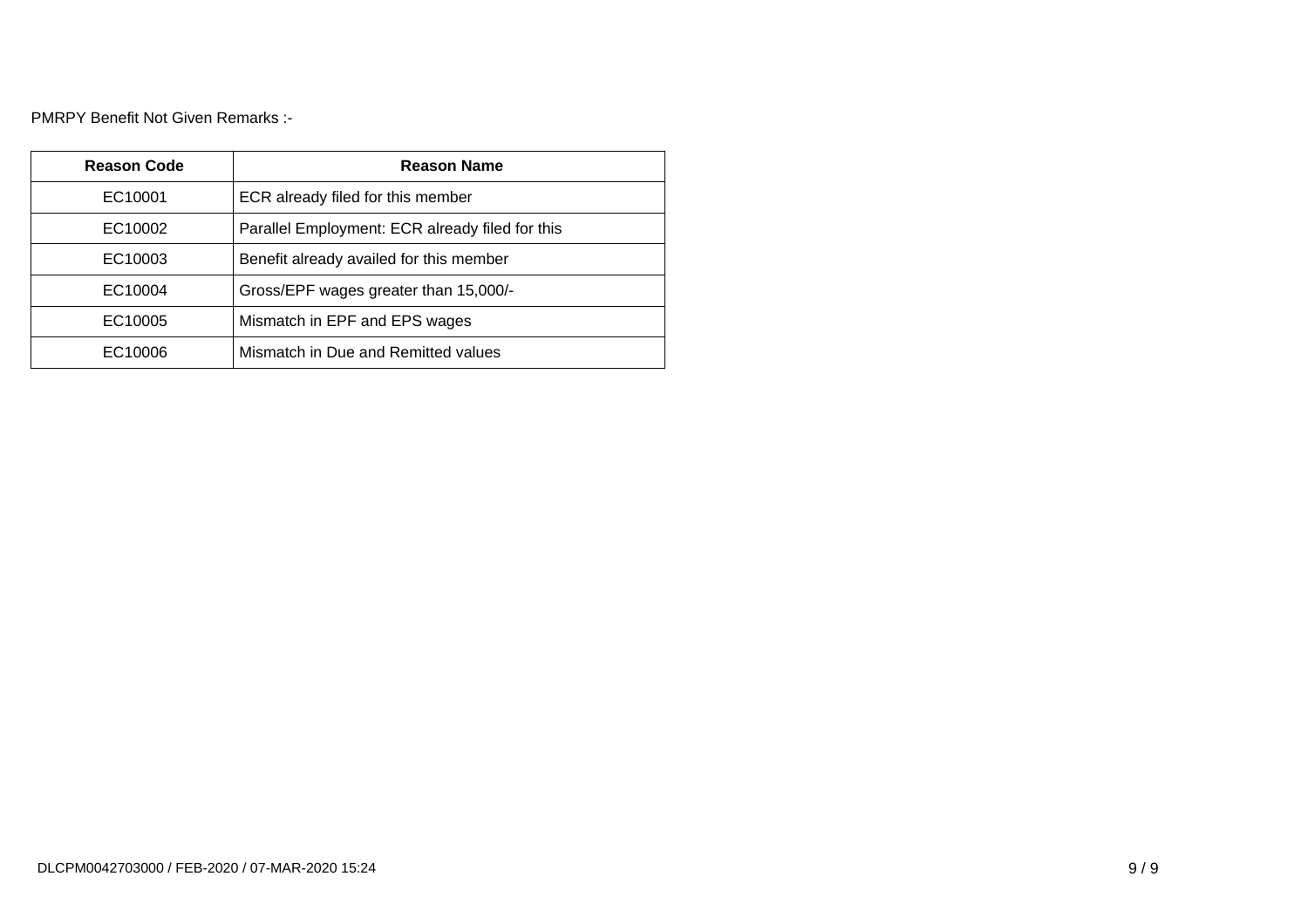PMRPY Benefit Not Given Remarks :-

| Reason Code | Reason Name |
| --- | --- |
| EC10001 | ECR already filed for this member |
| EC10002 | Parallel Employment: ECR already filed for this |
| EC10003 | Benefit already availed for this member |
| EC10004 | Gross/EPF wages greater than 15,000/- |
| EC10005 | Mismatch in EPF and EPS wages |
| EC10006 | Mismatch in Due and Remitted values |

DLCPM0042703000 / FEB-2020 / 07-MAR-2020 15:24